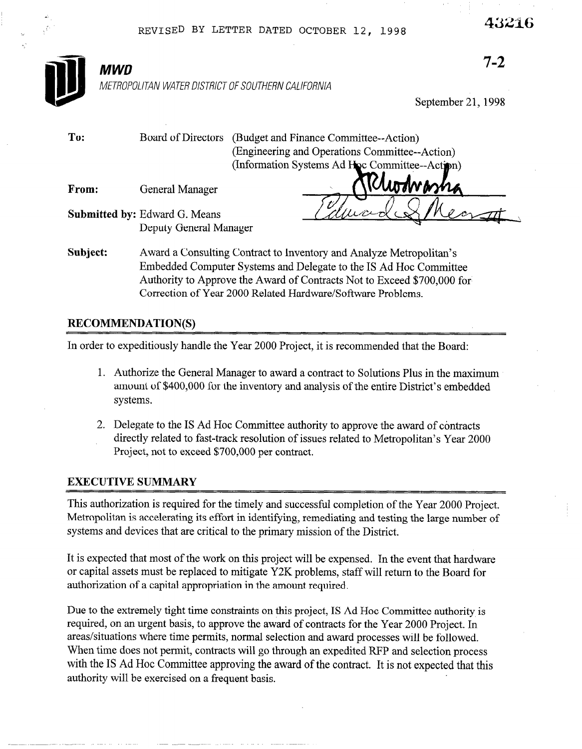REVISED BY LETTER DATED OCTOBER 12, 1998

43216

7-2

**MWD**

*METROPOLITAN WATER DISTRICT OF SOUTHERN CALIFORNIA*

September 21, 1998

**To:** Board of Directors (Budget and Finance Committee--Action)
(Engineering and Operations Committee--Action)
(Information Systems Ad Hoc Committee--Action)

**From:** General Manager

**Submitted by:** Edward G. Means
Deputy General Manager

**Subject:** Award a Consulting Contract to Inventory and Analyze Metropolitan's Embedded Computer Systems and Delegate to the IS Ad Hoc Committee Authority to Approve the Award of Contracts Not to Exceed $700,000 for Correction of Year 2000 Related Hardware/Software Problems.

## RECOMMENDATION(S)

In order to expeditiously handle the Year 2000 Project, it is recommended that the Board:

1. Authorize the General Manager to award a contract to Solutions Plus in the maximum amount of $400,000 for the inventory and analysis of the entire District's embedded systems.

2. Delegate to the IS Ad Hoc Committee authority to approve the award of contracts directly related to fast-track resolution of issues related to Metropolitan's Year 2000 Project, not to exceed $700,000 per contract.

## EXECUTIVE SUMMARY

This authorization is required for the timely and successful completion of the Year 2000 Project. Metropolitan is accelerating its effort in identifying, remediating and testing the large number of systems and devices that are critical to the primary mission of the District.

It is expected that most of the work on this project will be expensed. In the event that hardware or capital assets must be replaced to mitigate Y2K problems, staff will return to the Board for authorization of a capital appropriation in the amount required.

Due to the extremely tight time constraints on this project, IS Ad Hoc Committee authority is required, on an urgent basis, to approve the award of contracts for the Year 2000 Project. In areas/situations where time permits, normal selection and award processes will be followed. When time does not permit, contracts will go through an expedited RFP and selection process with the IS Ad Hoc Committee approving the award of the contract. It is not expected that this authority will be exercised on a frequent basis.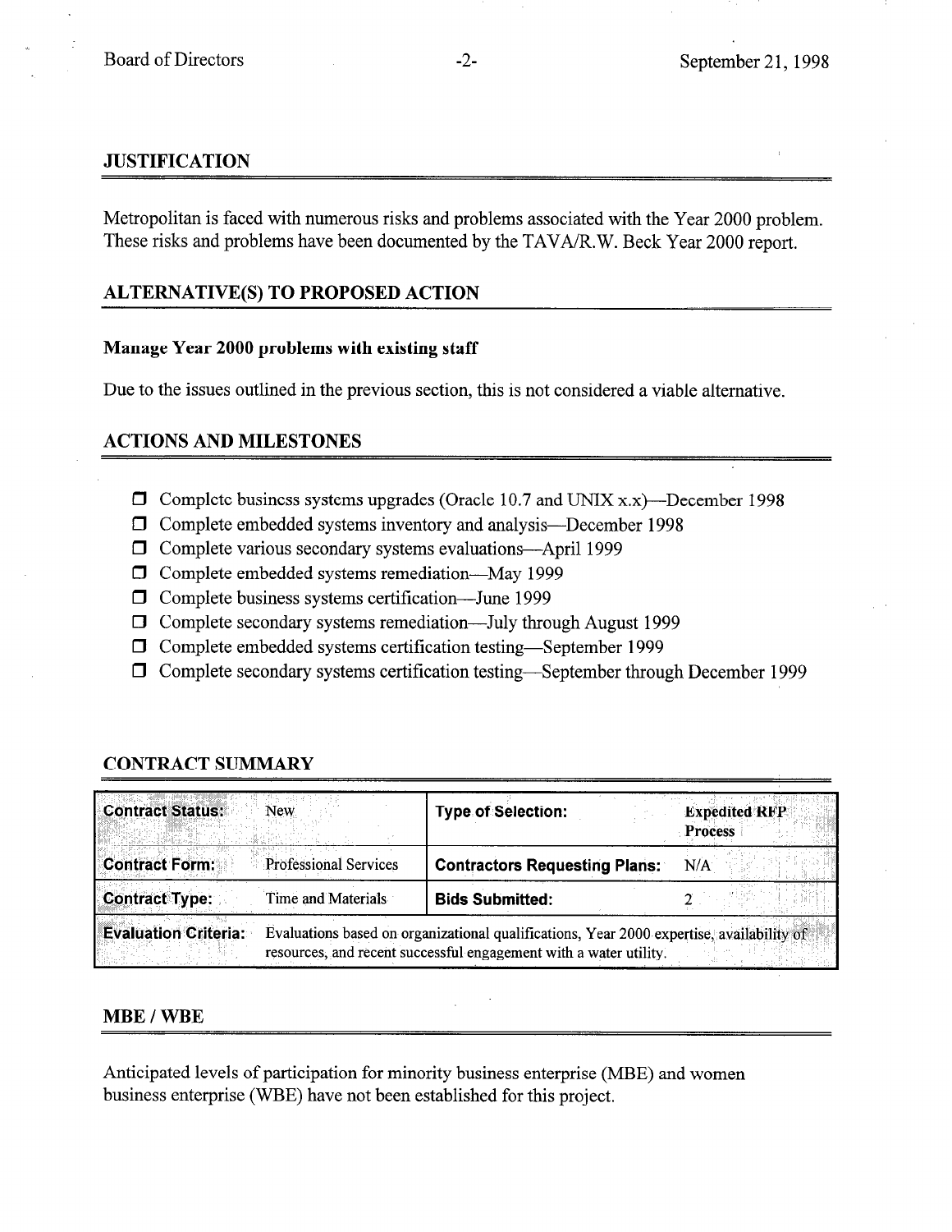## JUSTIFICATION

Metropolitan is faced with numerous risks and problems associated with the Year 2000 problem. These risks and problems have been documented by the TAVA/R.W. Beck Year 2000 report.

## ALTERNATIVE(S) TO PROPOSED ACTION

### Manage Year 2000 problems with existing staff

Due to the issues outlined in the previous section, this is not considered a viable alternative.

## ACTIONS AND MILESTONES

- Complete business systems upgrades (Oracle 10.7 and UNIX x.x)—December 1998
- Complete embedded systems inventory and analysis—December 1998
- Complete various secondary systems evaluations—April 1999
- Complete embedded systems remediation—May 1999
- Complete business systems certification—June 1999
- Complete secondary systems remediation—July through August 1999
- Complete embedded systems certification testing—September 1999
- Complete secondary systems certification testing—September through December 1999

## CONTRACT SUMMARY

| **Contract Status:** | New | **Type of Selection:** | **Expedited RFP Process** |
|---|---|---|---|
| **Contract Form:** | Professional Services | **Contractors Requesting Plans:** | N/A |
| **Contract Type:** | Time and Materials | **Bids Submitted:** | 2 |
| **Evaluation Criteria:** | Evaluations based on organizational qualifications, Year 2000 expertise, availability of resources, and recent successful engagement with a water utility. | | |

## MBE / WBE

Anticipated levels of participation for minority business enterprise (MBE) and women business enterprise (WBE) have not been established for this project.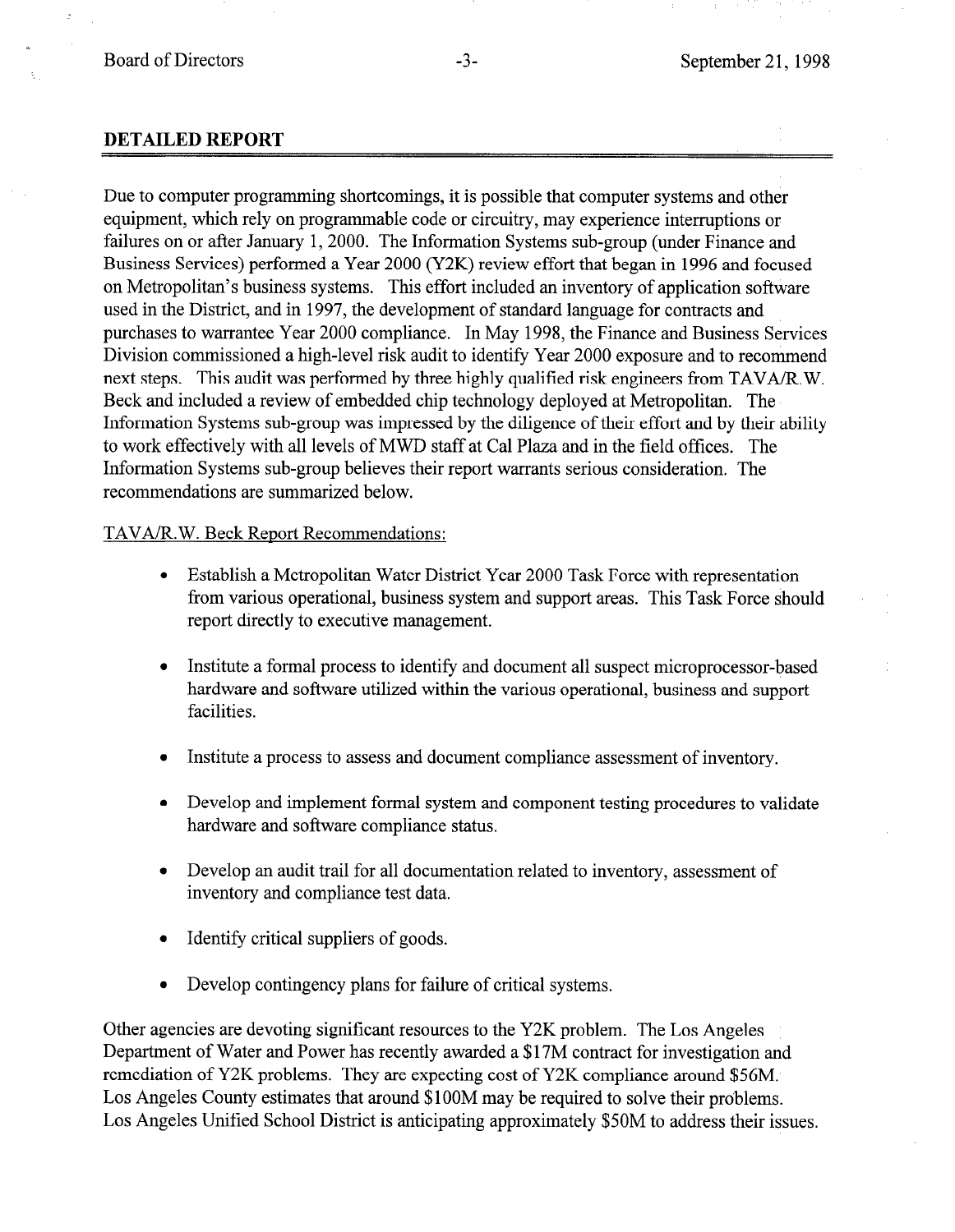## DETAILED REPORT

Due to computer programming shortcomings, it is possible that computer systems and other equipment, which rely on programmable code or circuitry, may experience interruptions or failures on or after January 1, 2000. The Information Systems sub-group (under Finance and Business Services) performed a Year 2000 (Y2K) review effort that began in 1996 and focused on Metropolitan's business systems. This effort included an inventory of application software used in the District, and in 1997, the development of standard language for contracts and purchases to warrantee Year 2000 compliance. In May 1998, the Finance and Business Services Division commissioned a high-level risk audit to identify Year 2000 exposure and to recommend next steps. This audit was performed by three highly qualified risk engineers from TAVA/R.W. Beck and included a review of embedded chip technology deployed at Metropolitan. The Information Systems sub-group was impressed by the diligence of their effort and by their ability to work effectively with all levels of MWD staff at Cal Plaza and in the field offices. The Information Systems sub-group believes their report warrants serious consideration. The recommendations are summarized below.

TAVA/R.W. Beck Report Recommendations:

- Establish a Metropolitan Water District Year 2000 Task Force with representation from various operational, business system and support areas. This Task Force should report directly to executive management.
- Institute a formal process to identify and document all suspect microprocessor-based hardware and software utilized within the various operational, business and support facilities.
- Institute a process to assess and document compliance assessment of inventory.
- Develop and implement formal system and component testing procedures to validate hardware and software compliance status.
- Develop an audit trail for all documentation related to inventory, assessment of inventory and compliance test data.
- Identify critical suppliers of goods.
- Develop contingency plans for failure of critical systems.

Other agencies are devoting significant resources to the Y2K problem. The Los Angeles Department of Water and Power has recently awarded a $17M contract for investigation and remediation of Y2K problems. They are expecting cost of Y2K compliance around $56M. Los Angeles County estimates that around $100M may be required to solve their problems. Los Angeles Unified School District is anticipating approximately $50M to address their issues.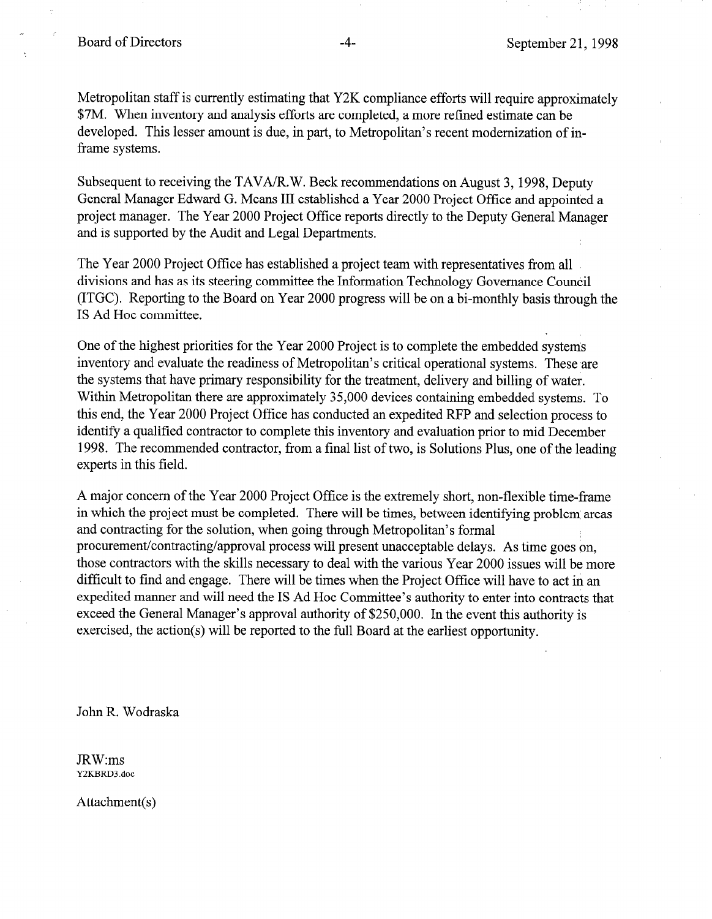Metropolitan staff is currently estimating that Y2K compliance efforts will require approximately $7M. When inventory and analysis efforts are completed, a more refined estimate can be developed. This lesser amount is due, in part, to Metropolitan's recent modernization of in-frame systems.

Subsequent to receiving the TAVA/R.W. Beck recommendations on August 3, 1998, Deputy General Manager Edward G. Means III established a Year 2000 Project Office and appointed a project manager. The Year 2000 Project Office reports directly to the Deputy General Manager and is supported by the Audit and Legal Departments.

The Year 2000 Project Office has established a project team with representatives from all divisions and has as its steering committee the Information Technology Governance Council (ITGC). Reporting to the Board on Year 2000 progress will be on a bi-monthly basis through the IS Ad Hoc committee.

One of the highest priorities for the Year 2000 Project is to complete the embedded systems inventory and evaluate the readiness of Metropolitan's critical operational systems. These are the systems that have primary responsibility for the treatment, delivery and billing of water. Within Metropolitan there are approximately 35,000 devices containing embedded systems. To this end, the Year 2000 Project Office has conducted an expedited RFP and selection process to identify a qualified contractor to complete this inventory and evaluation prior to mid December 1998. The recommended contractor, from a final list of two, is Solutions Plus, one of the leading experts in this field.

A major concern of the Year 2000 Project Office is the extremely short, non-flexible time-frame in which the project must be completed. There will be times, between identifying problem areas and contracting for the solution, when going through Metropolitan's formal procurement/contracting/approval process will present unacceptable delays. As time goes on, those contractors with the skills necessary to deal with the various Year 2000 issues will be more difficult to find and engage. There will be times when the Project Office will have to act in an expedited manner and will need the IS Ad Hoc Committee's authority to enter into contracts that exceed the General Manager's approval authority of $250,000. In the event this authority is exercised, the action(s) will be reported to the full Board at the earliest opportunity.

John R. Wodraska

JRW:ms
Y2KBRD3.doc

Attachment(s)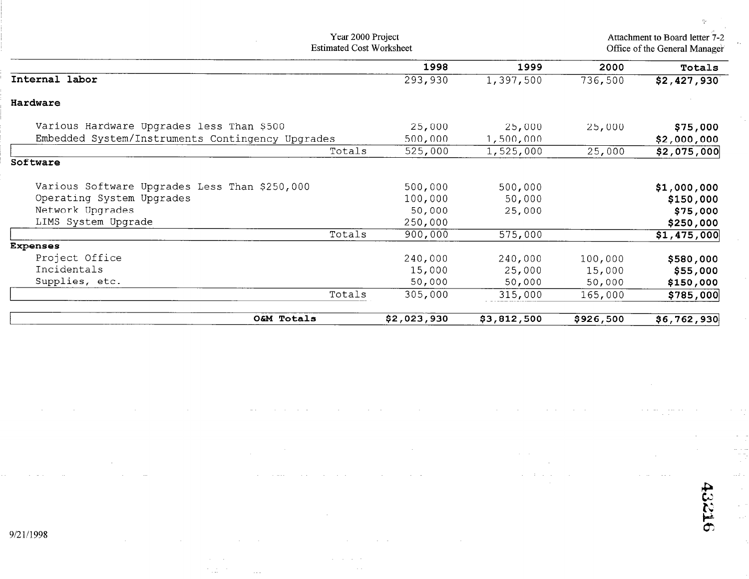Year 2000 Project
Estimated Cost Worksheet

Attachment to Board letter 7-2
Office of the General Manager

| | 1998 | 1999 | 2000 | Totals |
|---|---|---|---|---|
| **Internal labor** | 293,930 | 1,397,500 | 736,500 | **$2,427,930** |
| **Hardware** | | | | |
| Various Hardware Upgrades less Than $500 | 25,000 | 25,000 | 25,000 | **$75,000** |
| Embedded System/Instruments Contingency Upgrades | 500,000 | 1,500,000 | | **$2,000,000** |
| Totals | 525,000 | 1,525,000 | 25,000 | **$2,075,000** |
| **Software** | | | | |
| Various Software Upgrades Less Than $250,000 | 500,000 | 500,000 | | **$1,000,000** |
| Operating System Upgrades | 100,000 | 50,000 | | **$150,000** |
| Network Upgrades | 50,000 | 25,000 | | **$75,000** |
| LIMS System Upgrade | 250,000 | | | **$250,000** |
| Totals | 900,000 | 575,000 | | **$1,475,000** |
| **Expenses** | | | | |
| Project Office | 240,000 | 240,000 | 100,000 | **$580,000** |
| Incidentals | 15,000 | 25,000 | 15,000 | **$55,000** |
| Supplies, etc. | 50,000 | 50,000 | 50,000 | **$150,000** |
| Totals | 305,000 | 315,000 | 165,000 | **$785,000** |
| **O&M Totals** | **$2,023,930** | **$3,812,500** | **$926,500** | **$6,762,930** |

9/21/1998

43216